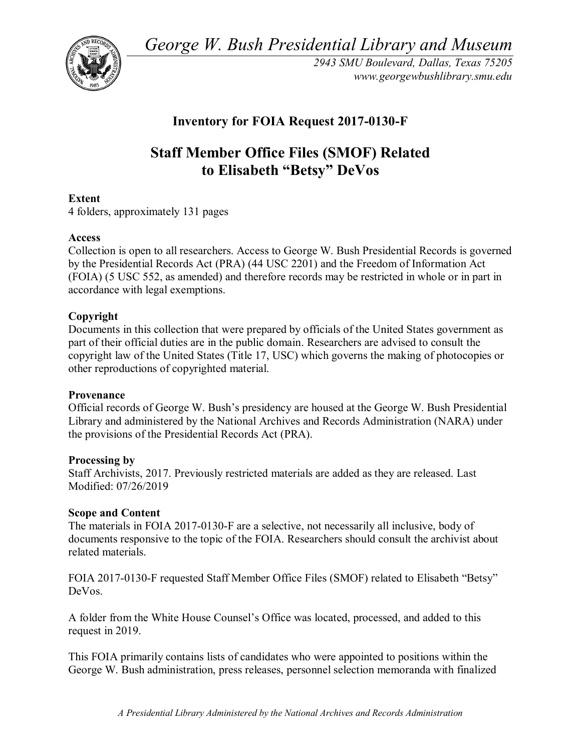*George W. Bush Presidential Library and Museum*

*2943 SMU Boulevard, Dallas, Texas 75205*
*www.georgewbushlibrary.smu.edu*

## Inventory for FOIA Request 2017-0130-F

# Staff Member Office Files (SMOF) Related to Elisabeth "Betsy" DeVos

**Extent**
4 folders, approximately 131 pages

**Access**
Collection is open to all researchers. Access to George W. Bush Presidential Records is governed by the Presidential Records Act (PRA) (44 USC 2201) and the Freedom of Information Act (FOIA) (5 USC 552, as amended) and therefore records may be restricted in whole or in part in accordance with legal exemptions.

**Copyright**
Documents in this collection that were prepared by officials of the United States government as part of their official duties are in the public domain. Researchers are advised to consult the copyright law of the United States (Title 17, USC) which governs the making of photocopies or other reproductions of copyrighted material.

**Provenance**
Official records of George W. Bush's presidency are housed at the George W. Bush Presidential Library and administered by the National Archives and Records Administration (NARA) under the provisions of the Presidential Records Act (PRA).

**Processing by**
Staff Archivists, 2017. Previously restricted materials are added as they are released. Last Modified: 07/26/2019

**Scope and Content**
The materials in FOIA 2017-0130-F are a selective, not necessarily all inclusive, body of documents responsive to the topic of the FOIA. Researchers should consult the archivist about related materials.

FOIA 2017-0130-F requested Staff Member Office Files (SMOF) related to Elisabeth "Betsy" DeVos.

A folder from the White House Counsel's Office was located, processed, and added to this request in 2019.

This FOIA primarily contains lists of candidates who were appointed to positions within the George W. Bush administration, press releases, personnel selection memoranda with finalized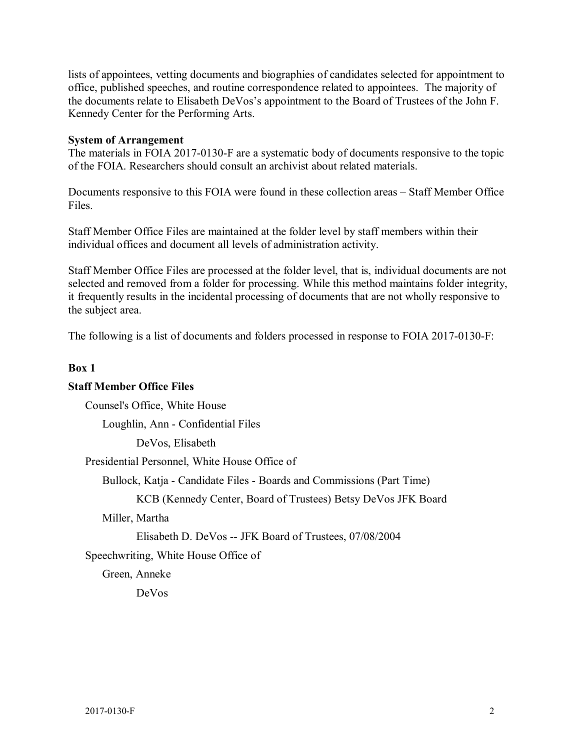lists of appointees, vetting documents and biographies of candidates selected for appointment to office, published speeches, and routine correspondence related to appointees. The majority of the documents relate to Elisabeth DeVos's appointment to the Board of Trustees of the John F. Kennedy Center for the Performing Arts.

**System of Arrangement**

The materials in FOIA 2017-0130-F are a systematic body of documents responsive to the topic of the FOIA. Researchers should consult an archivist about related materials.

Documents responsive to this FOIA were found in these collection areas – Staff Member Office Files.

Staff Member Office Files are maintained at the folder level by staff members within their individual offices and document all levels of administration activity.

Staff Member Office Files are processed at the folder level, that is, individual documents are not selected and removed from a folder for processing. While this method maintains folder integrity, it frequently results in the incidental processing of documents that are not wholly responsive to the subject area.

The following is a list of documents and folders processed in response to FOIA 2017-0130-F:

**Box 1**

**Staff Member Office Files**

- Counsel's Office, White House
  - Loughlin, Ann - Confidential Files
    - DeVos, Elisabeth
- Presidential Personnel, White House Office of
  - Bullock, Katja - Candidate Files - Boards and Commissions (Part Time)
    - KCB (Kennedy Center, Board of Trustees) Betsy DeVos JFK Board
  - Miller, Martha
    - Elisabeth D. DeVos -- JFK Board of Trustees, 07/08/2004
- Speechwriting, White House Office of
  - Green, Anneke
    - DeVos